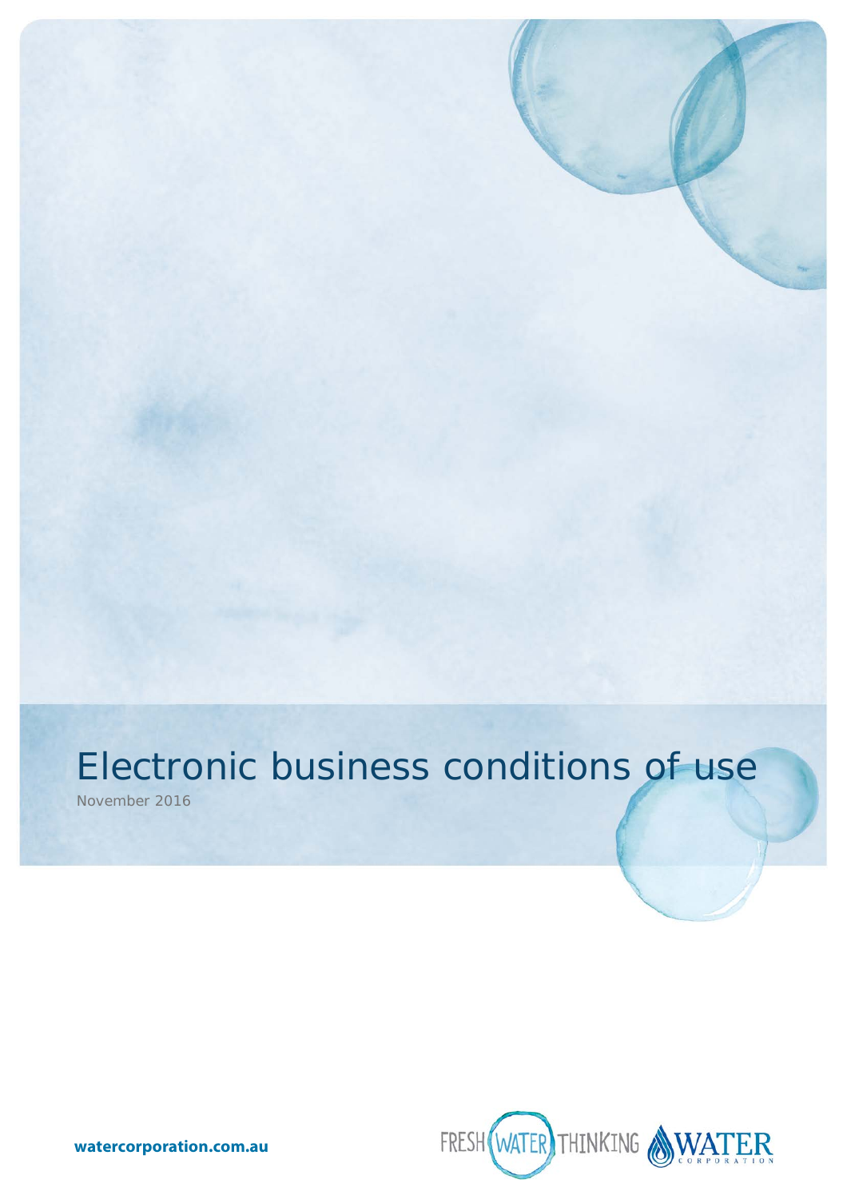# Electronic business conditions of use

November 2016

watercorporation.com.au

FRESH WATER THINKING

WATER CORPORATION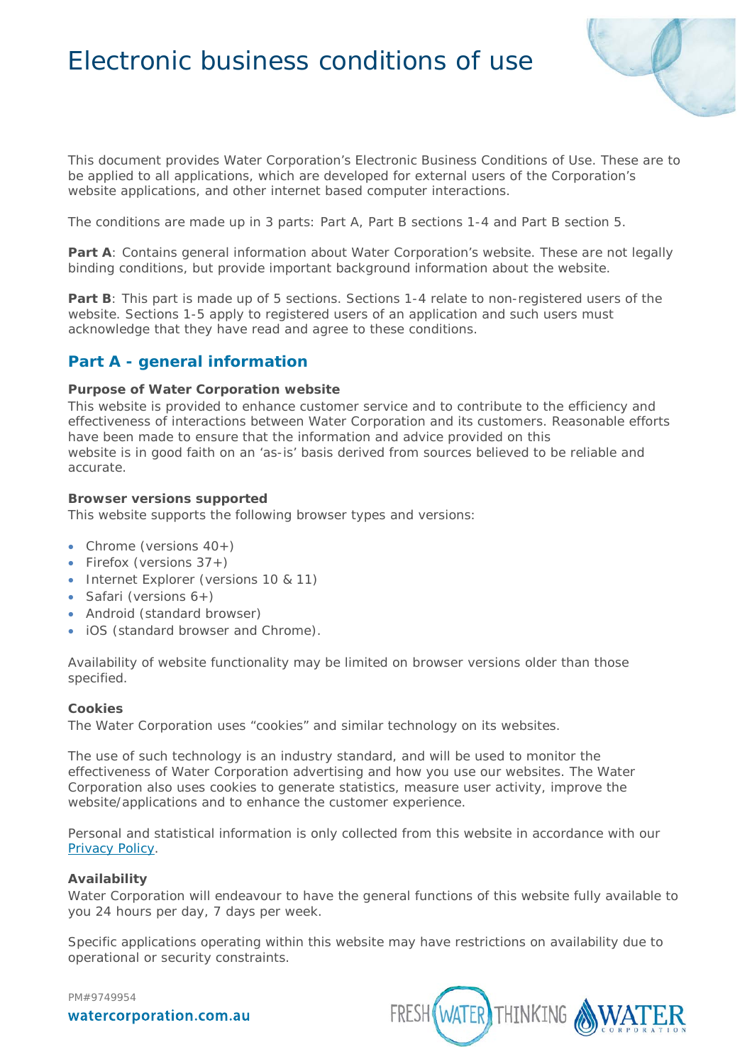# Electronic business conditions of use

This document provides Water Corporation's Electronic Business Conditions of Use. These are to be applied to all applications, which are developed for external users of the Corporation's website applications, and other internet based computer interactions.

The conditions are made up in 3 parts: Part A, Part B sections 1-4 and Part B section 5.

**Part A**: Contains general information about Water Corporation's website. These are not legally binding conditions, but provide important background information about the website.

**Part B**: This part is made up of 5 sections. Sections 1-4 relate to non-registered users of the website. Sections 1-5 apply to registered users of an application and such users must acknowledge that they have read and agree to these conditions.

## Part A - general information

**Purpose of Water Corporation website**

This website is provided to enhance customer service and to contribute to the efficiency and effectiveness of interactions between Water Corporation and its customers. Reasonable efforts have been made to ensure that the information and advice provided on this website is in good faith on an 'as-is' basis derived from sources believed to be reliable and accurate.

**Browser versions supported**

This website supports the following browser types and versions:

- Chrome (versions 40+)
- Firefox (versions 37+)
- Internet Explorer (versions 10 & 11)
- Safari (versions 6+)
- Android (standard browser)
- iOS (standard browser and Chrome).

Availability of website functionality may be limited on browser versions older than those specified.

**Cookies**

The Water Corporation uses "cookies" and similar technology on its websites.

The use of such technology is an industry standard, and will be used to monitor the effectiveness of Water Corporation advertising and how you use our websites. The Water Corporation also uses cookies to generate statistics, measure user activity, improve the website/applications and to enhance the customer experience.

Personal and statistical information is only collected from this website in accordance with our Privacy Policy.

**Availability**

Water Corporation will endeavour to have the general functions of this website fully available to you 24 hours per day, 7 days per week.

Specific applications operating within this website may have restrictions on availability due to operational or security constraints.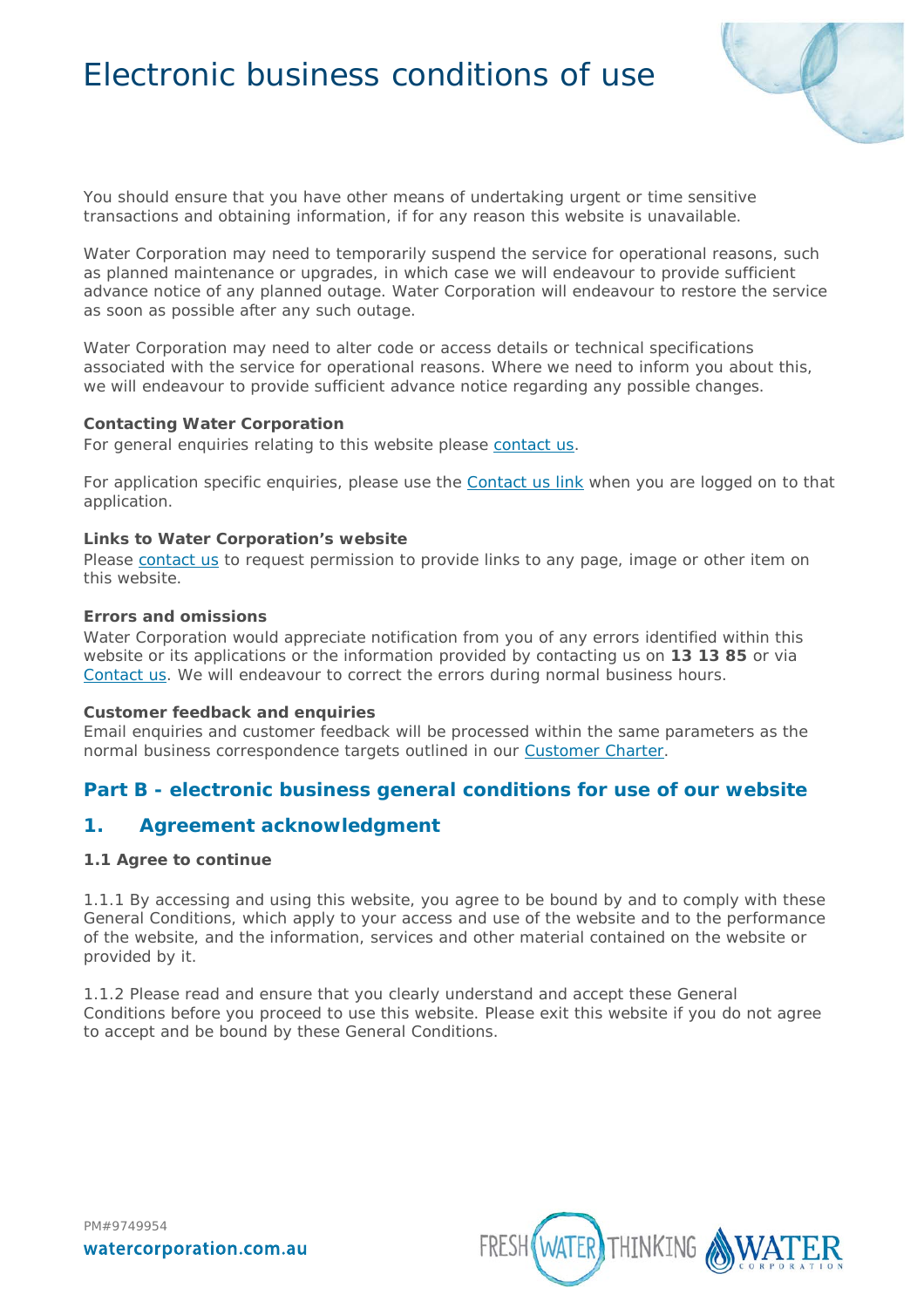# Electronic business conditions of use

You should ensure that you have other means of undertaking urgent or time sensitive transactions and obtaining information, if for any reason this website is unavailable.

Water Corporation may need to temporarily suspend the service for operational reasons, such as planned maintenance or upgrades, in which case we will endeavour to provide sufficient advance notice of any planned outage. Water Corporation will endeavour to restore the service as soon as possible after any such outage.

Water Corporation may need to alter code or access details or technical specifications associated with the service for operational reasons. Where we need to inform you about this, we will endeavour to provide sufficient advance notice regarding any possible changes.

**Contacting Water Corporation**
For general enquiries relating to this website please contact us.

For application specific enquiries, please use the Contact us link when you are logged on to that application.

**Links to Water Corporation's website**
Please contact us to request permission to provide links to any page, image or other item on this website.

**Errors and omissions**
Water Corporation would appreciate notification from you of any errors identified within this website or its applications or the information provided by contacting us on **13 13 85** or via Contact us. We will endeavour to correct the errors during normal business hours.

**Customer feedback and enquiries**
Email enquiries and customer feedback will be processed within the same parameters as the normal business correspondence targets outlined in our Customer Charter.

## Part B - electronic business general conditions for use of our website

## 1. Agreement acknowledgment

### 1.1 Agree to continue

1.1.1 By accessing and using this website, you agree to be bound by and to comply with these General Conditions, which apply to your access and use of the website and to the performance of the website, and the information, services and other material contained on the website or provided by it.

1.1.2 Please read and ensure that you clearly understand and accept these General Conditions before you proceed to use this website. Please exit this website if you do not agree to accept and be bound by these General Conditions.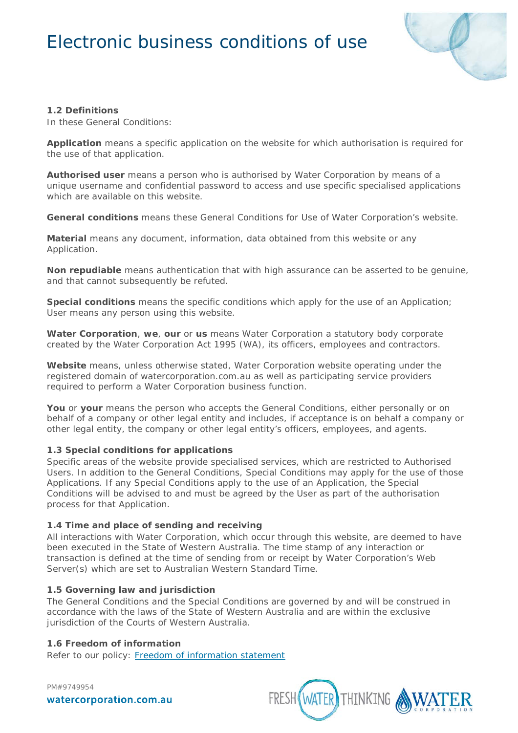### 1.2 Definitions

In these General Conditions:

**Application** means a specific application on the website for which authorisation is required for the use of that application.

**Authorised user** means a person who is authorised by Water Corporation by means of a unique username and confidential password to access and use specific specialised applications which are available on this website.

**General conditions** means these General Conditions for Use of Water Corporation's website.

**Material** means any document, information, data obtained from this website or any Application.

**Non repudiable** means authentication that with high assurance can be asserted to be genuine, and that cannot subsequently be refuted.

**Special conditions** means the specific conditions which apply for the use of an Application; User means any person using this website.

**Water Corporation**, **we**, **our** or **us** means Water Corporation a statutory body corporate created by the Water Corporation Act 1995 (WA), its officers, employees and contractors.

**Website** means, unless otherwise stated, Water Corporation website operating under the registered domain of watercorporation.com.au as well as participating service providers required to perform a Water Corporation business function.

**You** or **your** means the person who accepts the General Conditions, either personally or on behalf of a company or other legal entity and includes, if acceptance is on behalf a company or other legal entity, the company or other legal entity's officers, employees, and agents.

### 1.3 Special conditions for applications

Specific areas of the website provide specialised services, which are restricted to Authorised Users. In addition to the General Conditions, Special Conditions may apply for the use of those Applications. If any Special Conditions apply to the use of an Application, the Special Conditions will be advised to and must be agreed by the User as part of the authorisation process for that Application.

### 1.4 Time and place of sending and receiving

All interactions with Water Corporation, which occur through this website, are deemed to have been executed in the State of Western Australia. The time stamp of any interaction or transaction is defined at the time of sending from or receipt by Water Corporation's Web Server(s) which are set to Australian Western Standard Time.

### 1.5 Governing law and jurisdiction

The General Conditions and the Special Conditions are governed by and will be construed in accordance with the laws of the State of Western Australia and are within the exclusive jurisdiction of the Courts of Western Australia.

### 1.6 Freedom of information

Refer to our policy: [Freedom of information statement]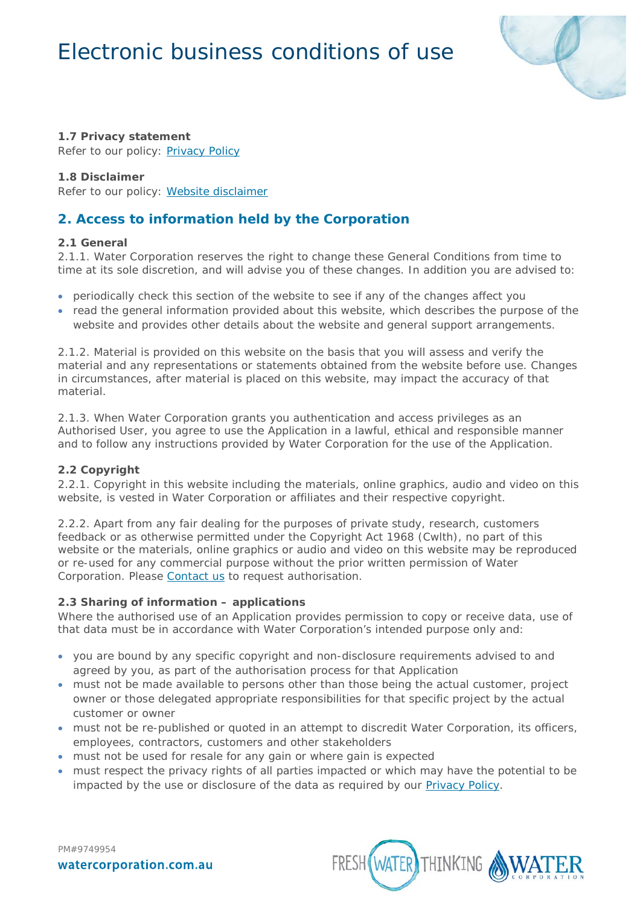#### 1.7 Privacy statement

Refer to our policy: Privacy Policy

#### 1.8 Disclaimer

Refer to our policy: Website disclaimer

## 2. Access to information held by the Corporation

#### 2.1 General

2.1.1. Water Corporation reserves the right to change these General Conditions from time to time at its sole discretion, and will advise you of these changes. In addition you are advised to:

- periodically check this section of the website to see if any of the changes affect you
- read the general information provided about this website, which describes the purpose of the website and provides other details about the website and general support arrangements.

2.1.2. Material is provided on this website on the basis that you will assess and verify the material and any representations or statements obtained from the website before use. Changes in circumstances, after material is placed on this website, may impact the accuracy of that material.

2.1.3. When Water Corporation grants you authentication and access privileges as an Authorised User, you agree to use the Application in a lawful, ethical and responsible manner and to follow any instructions provided by Water Corporation for the use of the Application.

#### 2.2 Copyright

2.2.1. Copyright in this website including the materials, online graphics, audio and video on this website, is vested in Water Corporation or affiliates and their respective copyright.

2.2.2. Apart from any fair dealing for the purposes of private study, research, customers feedback or as otherwise permitted under the Copyright Act 1968 (Cwlth), no part of this website or the materials, online graphics or audio and video on this website may be reproduced or re-used for any commercial purpose without the prior written permission of Water Corporation. Please Contact us to request authorisation.

#### 2.3 Sharing of information – applications

Where the authorised use of an Application provides permission to copy or receive data, use of that data must be in accordance with Water Corporation's intended purpose only and:

- you are bound by any specific copyright and non-disclosure requirements advised to and agreed by you, as part of the authorisation process for that Application
- must not be made available to persons other than those being the actual customer, project owner or those delegated appropriate responsibilities for that specific project by the actual customer or owner
- must not be re-published or quoted in an attempt to discredit Water Corporation, its officers, employees, contractors, customers and other stakeholders
- must not be used for resale for any gain or where gain is expected
- must respect the privacy rights of all parties impacted or which may have the potential to be impacted by the use or disclosure of the data as required by our Privacy Policy.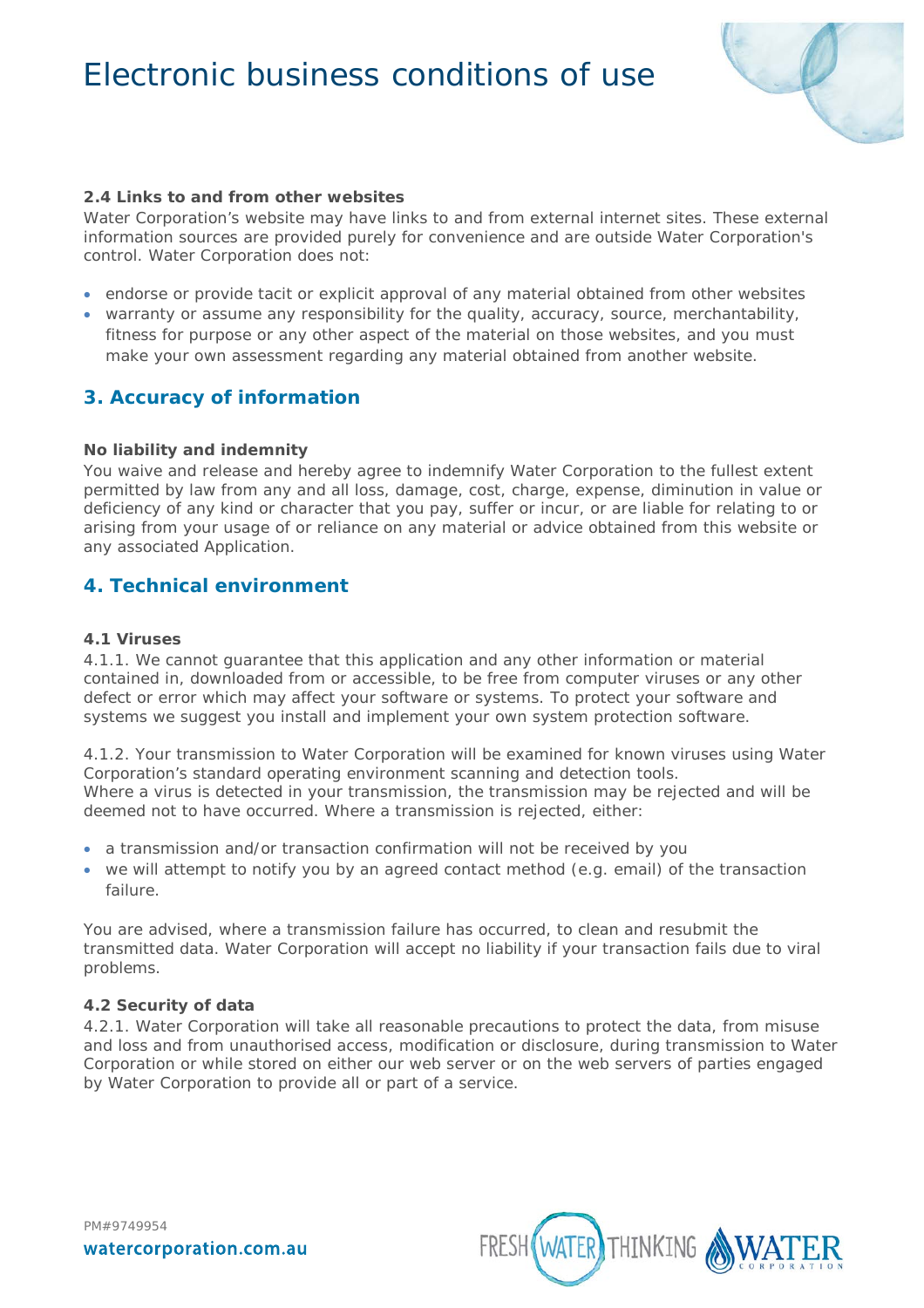#### 2.4 Links to and from other websites

Water Corporation's website may have links to and from external internet sites. These external information sources are provided purely for convenience and are outside Water Corporation's control. Water Corporation does not:

- endorse or provide tacit or explicit approval of any material obtained from other websites
- warranty or assume any responsibility for the quality, accuracy, source, merchantability, fitness for purpose or any other aspect of the material on those websites, and you must make your own assessment regarding any material obtained from another website.

## 3. Accuracy of information

#### No liability and indemnity

You waive and release and hereby agree to indemnify Water Corporation to the fullest extent permitted by law from any and all loss, damage, cost, charge, expense, diminution in value or deficiency of any kind or character that you pay, suffer or incur, or are liable for relating to or arising from your usage of or reliance on any material or advice obtained from this website or any associated Application.

## 4. Technical environment

#### 4.1 Viruses

4.1.1. We cannot guarantee that this application and any other information or material contained in, downloaded from or accessible, to be free from computer viruses or any other defect or error which may affect your software or systems. To protect your software and systems we suggest you install and implement your own system protection software.

4.1.2. Your transmission to Water Corporation will be examined for known viruses using Water Corporation's standard operating environment scanning and detection tools.
Where a virus is detected in your transmission, the transmission may be rejected and will be deemed not to have occurred. Where a transmission is rejected, either:

- a transmission and/or transaction confirmation will not be received by you
- we will attempt to notify you by an agreed contact method (e.g. email) of the transaction failure.

You are advised, where a transmission failure has occurred, to clean and resubmit the transmitted data. Water Corporation will accept no liability if your transaction fails due to viral problems.

#### 4.2 Security of data

4.2.1. Water Corporation will take all reasonable precautions to protect the data, from misuse and loss and from unauthorised access, modification or disclosure, during transmission to Water Corporation or while stored on either our web server or on the web servers of parties engaged by Water Corporation to provide all or part of a service.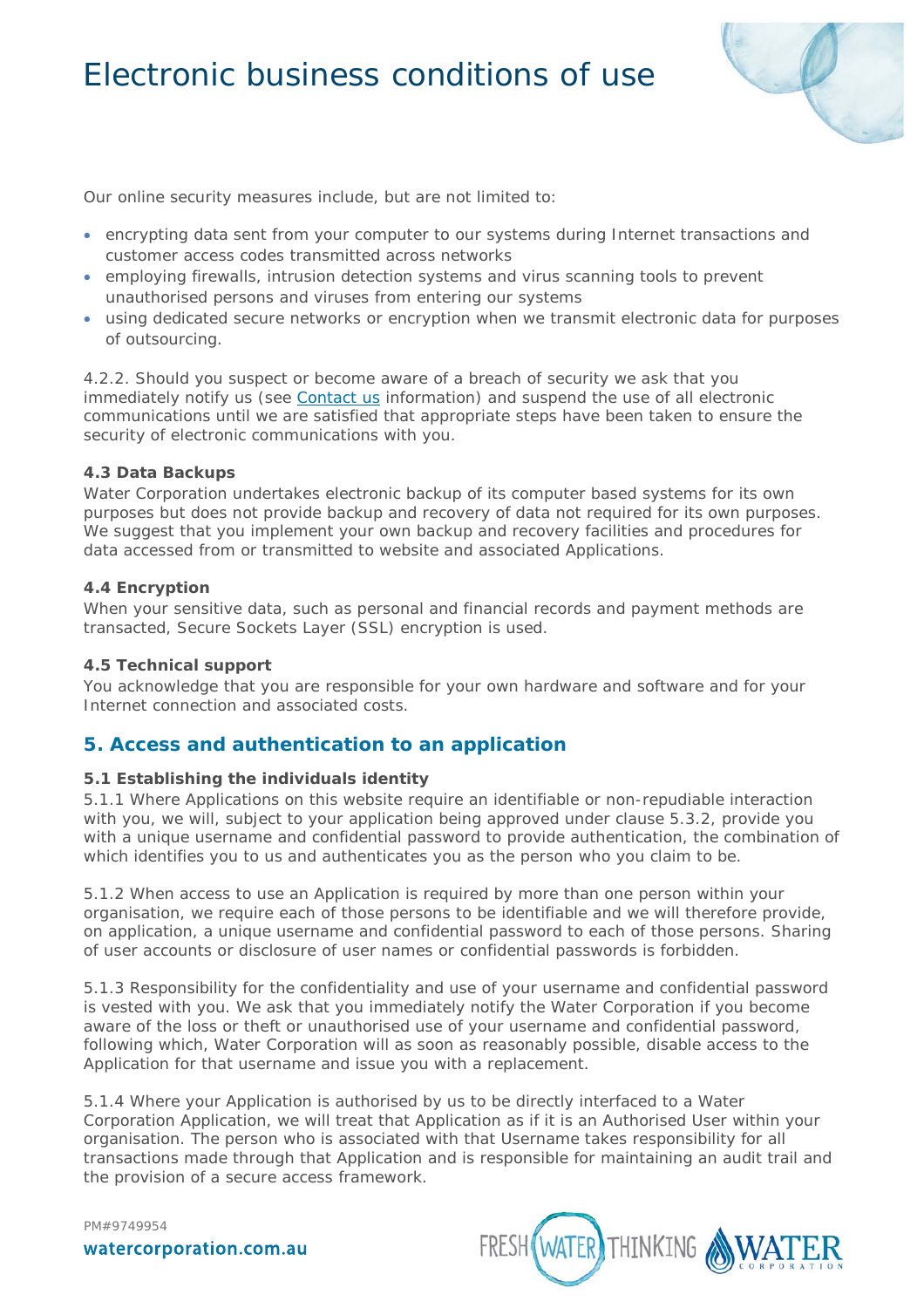Our online security measures include, but are not limited to:

- encrypting data sent from your computer to our systems during Internet transactions and customer access codes transmitted across networks
- employing firewalls, intrusion detection systems and virus scanning tools to prevent unauthorised persons and viruses from entering our systems
- using dedicated secure networks or encryption when we transmit electronic data for purposes of outsourcing.

4.2.2. Should you suspect or become aware of a breach of security we ask that you immediately notify us (see Contact us information) and suspend the use of all electronic communications until we are satisfied that appropriate steps have been taken to ensure the security of electronic communications with you.

### 4.3 Data Backups

Water Corporation undertakes electronic backup of its computer based systems for its own purposes but does not provide backup and recovery of data not required for its own purposes. We suggest that you implement your own backup and recovery facilities and procedures for data accessed from or transmitted to website and associated Applications.

### 4.4 Encryption

When your sensitive data, such as personal and financial records and payment methods are transacted, Secure Sockets Layer (SSL) encryption is used.

### 4.5 Technical support

You acknowledge that you are responsible for your own hardware and software and for your Internet connection and associated costs.

## 5. Access and authentication to an application

### 5.1 Establishing the individuals identity

5.1.1 Where Applications on this website require an identifiable or non-repudiable interaction with you, we will, subject to your application being approved under clause 5.3.2, provide you with a unique username and confidential password to provide authentication, the combination of which identifies you to us and authenticates you as the person who you claim to be.

5.1.2 When access to use an Application is required by more than one person within your organisation, we require each of those persons to be identifiable and we will therefore provide, on application, a unique username and confidential password to each of those persons. Sharing of user accounts or disclosure of user names or confidential passwords is forbidden.

5.1.3 Responsibility for the confidentiality and use of your username and confidential password is vested with you. We ask that you immediately notify the Water Corporation if you become aware of the loss or theft or unauthorised use of your username and confidential password, following which, Water Corporation will as soon as reasonably possible, disable access to the Application for that username and issue you with a replacement.

5.1.4 Where your Application is authorised by us to be directly interfaced to a Water Corporation Application, we will treat that Application as if it is an Authorised User within your organisation. The person who is associated with that Username takes responsibility for all transactions made through that Application and is responsible for maintaining an audit trail and the provision of a secure access framework.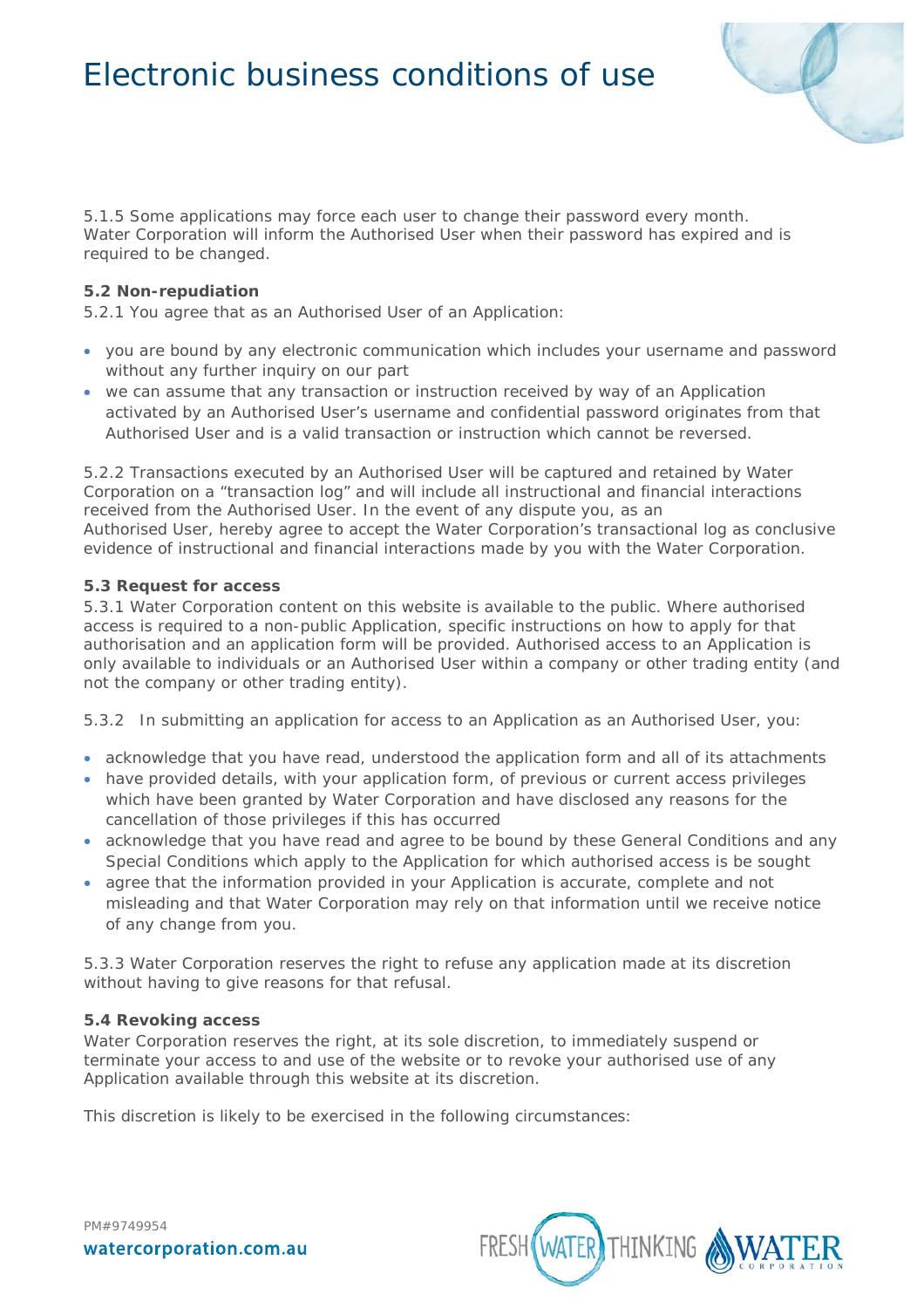5.1.5 Some applications may force each user to change their password every month. Water Corporation will inform the Authorised User when their password has expired and is required to be changed.

**5.2 Non-repudiation**

5.2.1 You agree that as an Authorised User of an Application:

- you are bound by any electronic communication which includes your username and password without any further inquiry on our part
- we can assume that any transaction or instruction received by way of an Application activated by an Authorised User's username and confidential password originates from that Authorised User and is a valid transaction or instruction which cannot be reversed.

5.2.2 Transactions executed by an Authorised User will be captured and retained by Water Corporation on a "transaction log" and will include all instructional and financial interactions received from the Authorised User. In the event of any dispute you, as an Authorised User, hereby agree to accept the Water Corporation's transactional log as conclusive evidence of instructional and financial interactions made by you with the Water Corporation.

**5.3 Request for access**

5.3.1 Water Corporation content on this website is available to the public. Where authorised access is required to a non-public Application, specific instructions on how to apply for that authorisation and an application form will be provided. Authorised access to an Application is only available to individuals or an Authorised User within a company or other trading entity (and not the company or other trading entity).

5.3.2 In submitting an application for access to an Application as an Authorised User, you:

- acknowledge that you have read, understood the application form and all of its attachments
- have provided details, with your application form, of previous or current access privileges which have been granted by Water Corporation and have disclosed any reasons for the cancellation of those privileges if this has occurred
- acknowledge that you have read and agree to be bound by these General Conditions and any Special Conditions which apply to the Application for which authorised access is be sought
- agree that the information provided in your Application is accurate, complete and not misleading and that Water Corporation may rely on that information until we receive notice of any change from you.

5.3.3 Water Corporation reserves the right to refuse any application made at its discretion without having to give reasons for that refusal.

**5.4 Revoking access**

Water Corporation reserves the right, at its sole discretion, to immediately suspend or terminate your access to and use of the website or to revoke your authorised use of any Application available through this website at its discretion.

This discretion is likely to be exercised in the following circumstances: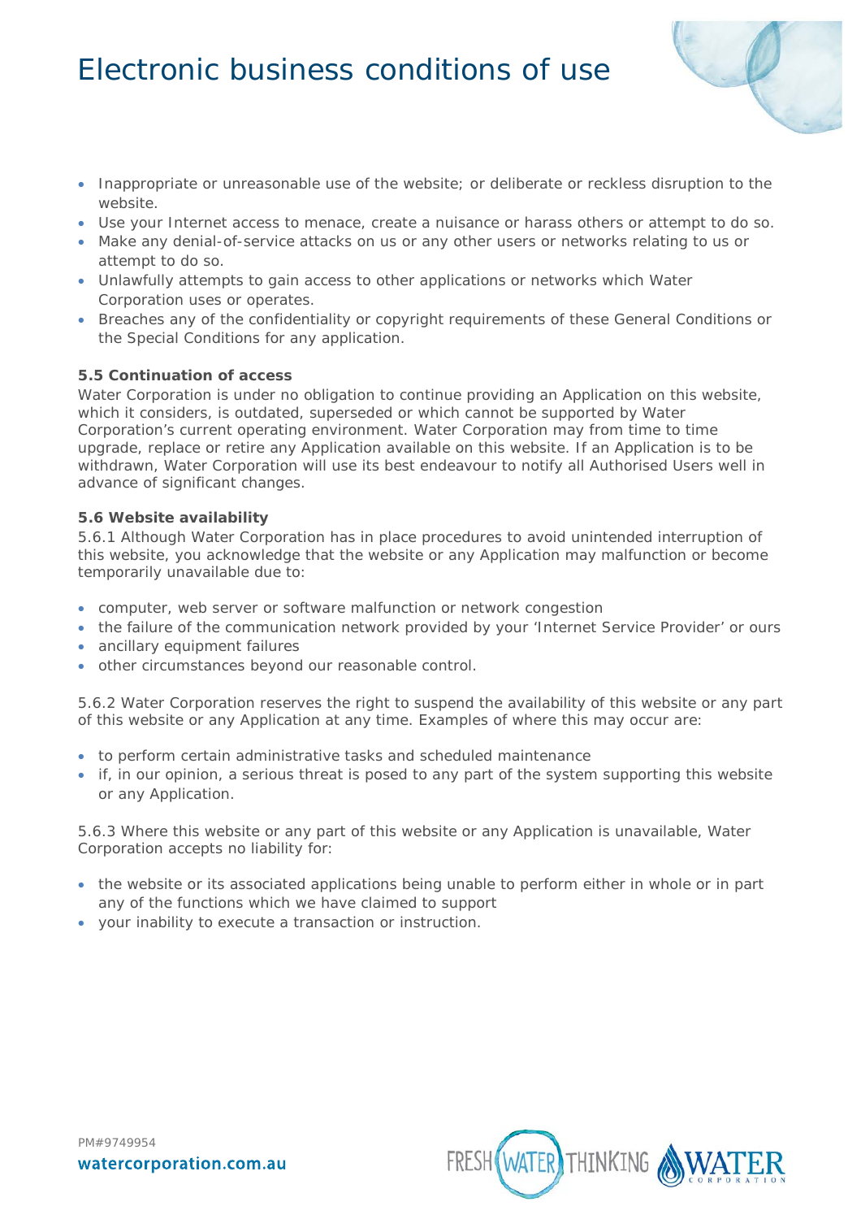- Inappropriate or unreasonable use of the website; or deliberate or reckless disruption to the website.
- Use your Internet access to menace, create a nuisance or harass others or attempt to do so.
- Make any denial-of-service attacks on us or any other users or networks relating to us or attempt to do so.
- Unlawfully attempts to gain access to other applications or networks which Water Corporation uses or operates.
- Breaches any of the confidentiality or copyright requirements of these General Conditions or the Special Conditions for any application.

**5.5 Continuation of access**

Water Corporation is under no obligation to continue providing an Application on this website, which it considers, is outdated, superseded or which cannot be supported by Water Corporation's current operating environment. Water Corporation may from time to time upgrade, replace or retire any Application available on this website. If an Application is to be withdrawn, Water Corporation will use its best endeavour to notify all Authorised Users well in advance of significant changes.

**5.6 Website availability**

5.6.1 Although Water Corporation has in place procedures to avoid unintended interruption of this website, you acknowledge that the website or any Application may malfunction or become temporarily unavailable due to:

- computer, web server or software malfunction or network congestion
- the failure of the communication network provided by your 'Internet Service Provider' or ours
- ancillary equipment failures
- other circumstances beyond our reasonable control.

5.6.2 Water Corporation reserves the right to suspend the availability of this website or any part of this website or any Application at any time. Examples of where this may occur are:

- to perform certain administrative tasks and scheduled maintenance
- if, in our opinion, a serious threat is posed to any part of the system supporting this website or any Application.

5.6.3 Where this website or any part of this website or any Application is unavailable, Water Corporation accepts no liability for:

- the website or its associated applications being unable to perform either in whole or in part any of the functions which we have claimed to support
- your inability to execute a transaction or instruction.